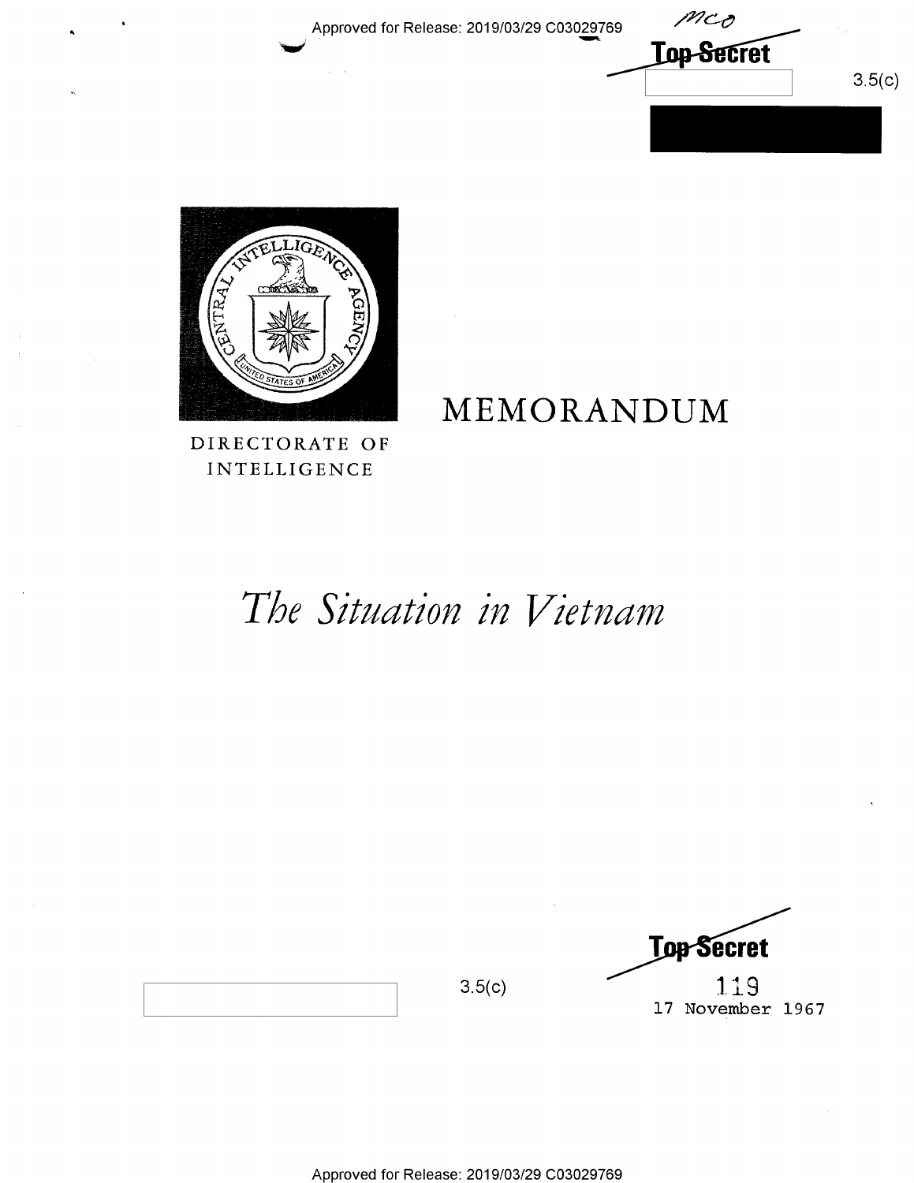Approved for Release: 2019/03/29 C03029769

~~Top Secret~~

3.5(c)

DIRECTORATE OF INTELLIGENCE

# MEMORANDUM

# *The Situation in Vietnam*

~~Top Secret~~

3.5(c)

119

17 November 1967

Approved for Release: 2019/03/29 C03029769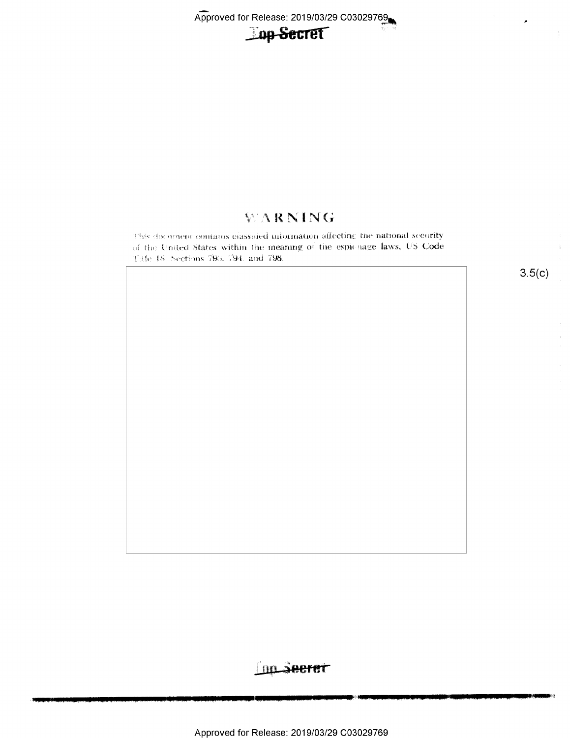Top Secret

# WARNING

This document contains classified information affecting the national security of the United States within the meaning of the espionage laws, US Code Title 18, Sections 793, 794, and 798.

3.5(c)

Top Secret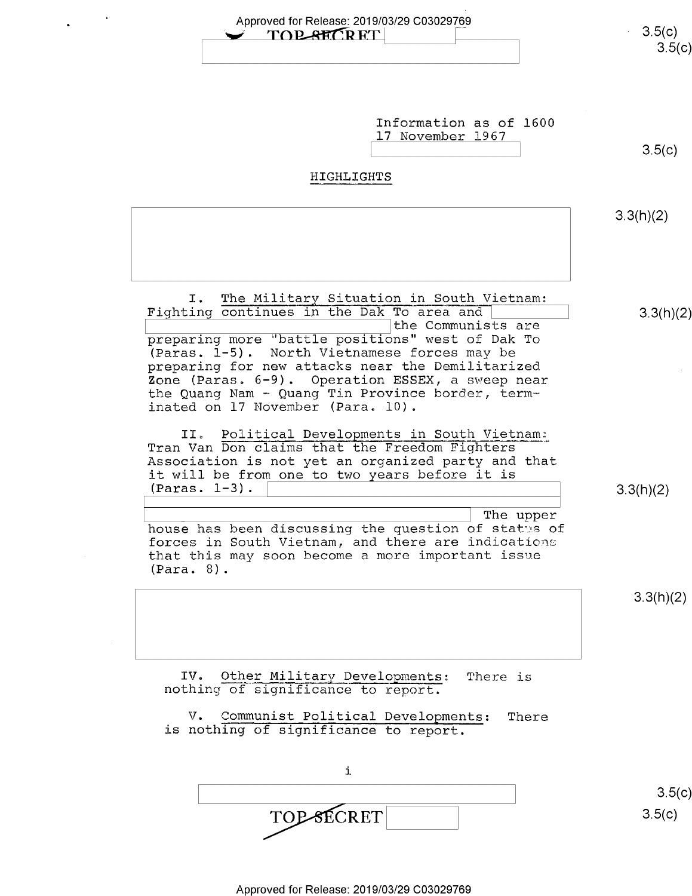Information as of 1600
17 November 1967

## HIGHLIGHTS

I. The Military Situation in South Vietnam: Fighting continues in the Dak To area and the Communists are preparing more "battle positions" west of Dak To (Paras. 1-5). North Vietnamese forces may be preparing for new attacks near the Demilitarized Zone (Paras. 6-9). Operation ESSEX, a sweep near the Quang Nam - Quang Tin Province border, terminated on 17 November (Para. 10).

II. Political Developments in South Vietnam: Tran Van Don claims that the Freedom Fighters Association is not yet an organized party and that it will be from one to two years before it is (Paras. 1-3). The upper house has been discussing the question of status of forces in South Vietnam, and there are indications that this may soon become a more important issue (Para. 8).

IV. Other Military Developments: There is nothing of significance to report.

V. Communist Political Developments: There is nothing of significance to report.

i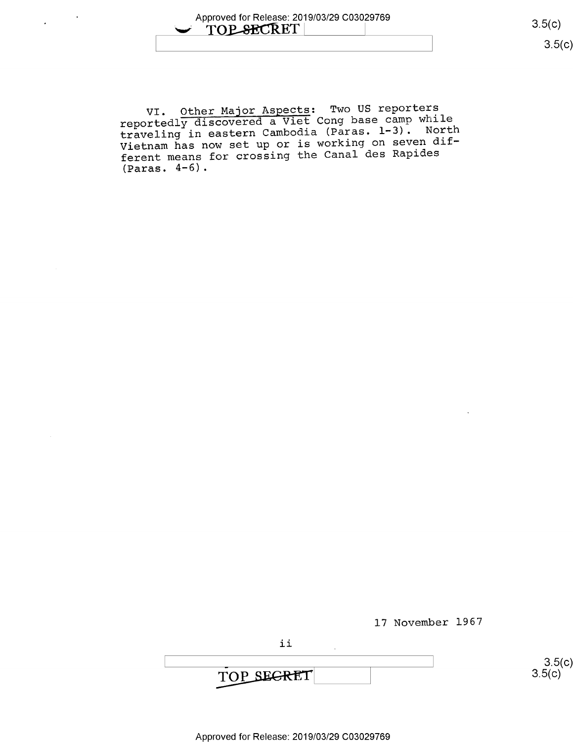VI. Other Major Aspects: Two US reporters reportedly discovered a Viet Cong base camp while traveling in eastern Cambodia (Paras. 1-3). North Vietnam has now set up or is working on seven different means for crossing the Canal des Rapides (Paras. 4-6).

17 November 1967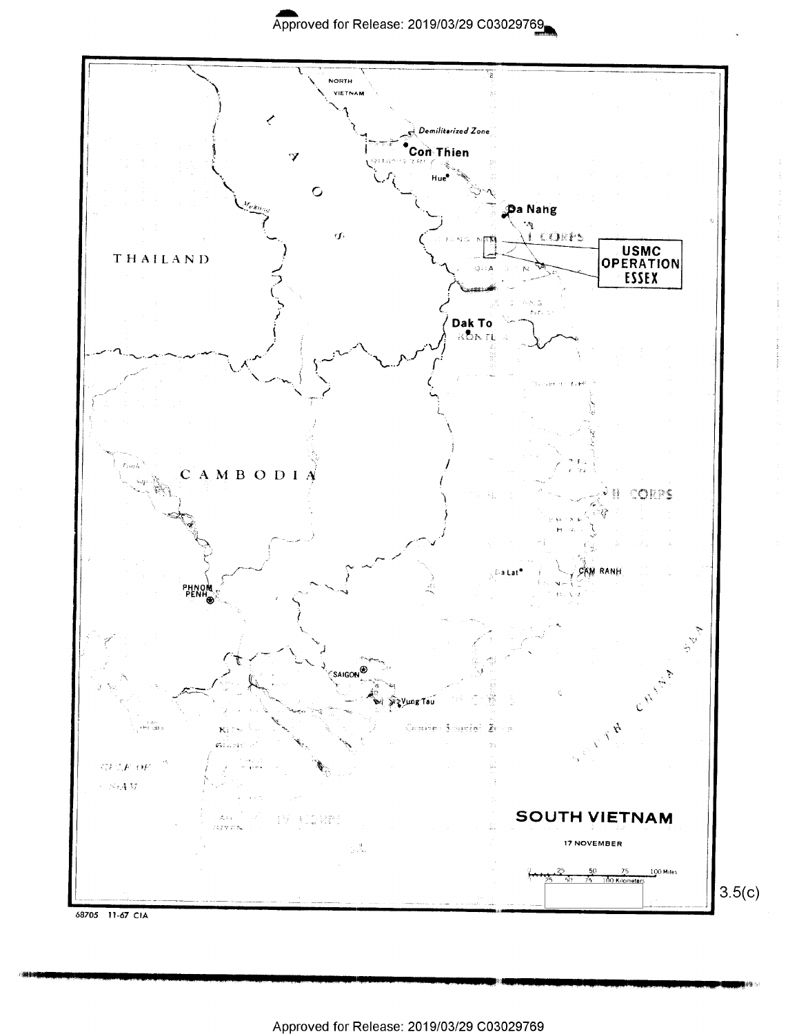NORTH VIETNAM

Demilitarized Zone

Con Thien

Hue

Da Nang

I CORPS

USMC OPERATION ESSEX

THAILAND

LAOS

Dak To

KONTUM

CAMBODIA

II CORPS

Da Lat

CAM RANH

PHNOM PENH

SAIGON

Vung Tau

SOUTH CHINA SEA

GULF OF SIAM

IV CORPS

**SOUTH VIETNAM**

17 NOVEMBER

0 25 50 75 100 Miles
0 25 50 75 100 Kilometers

3.5(c)

68705 11-67 CIA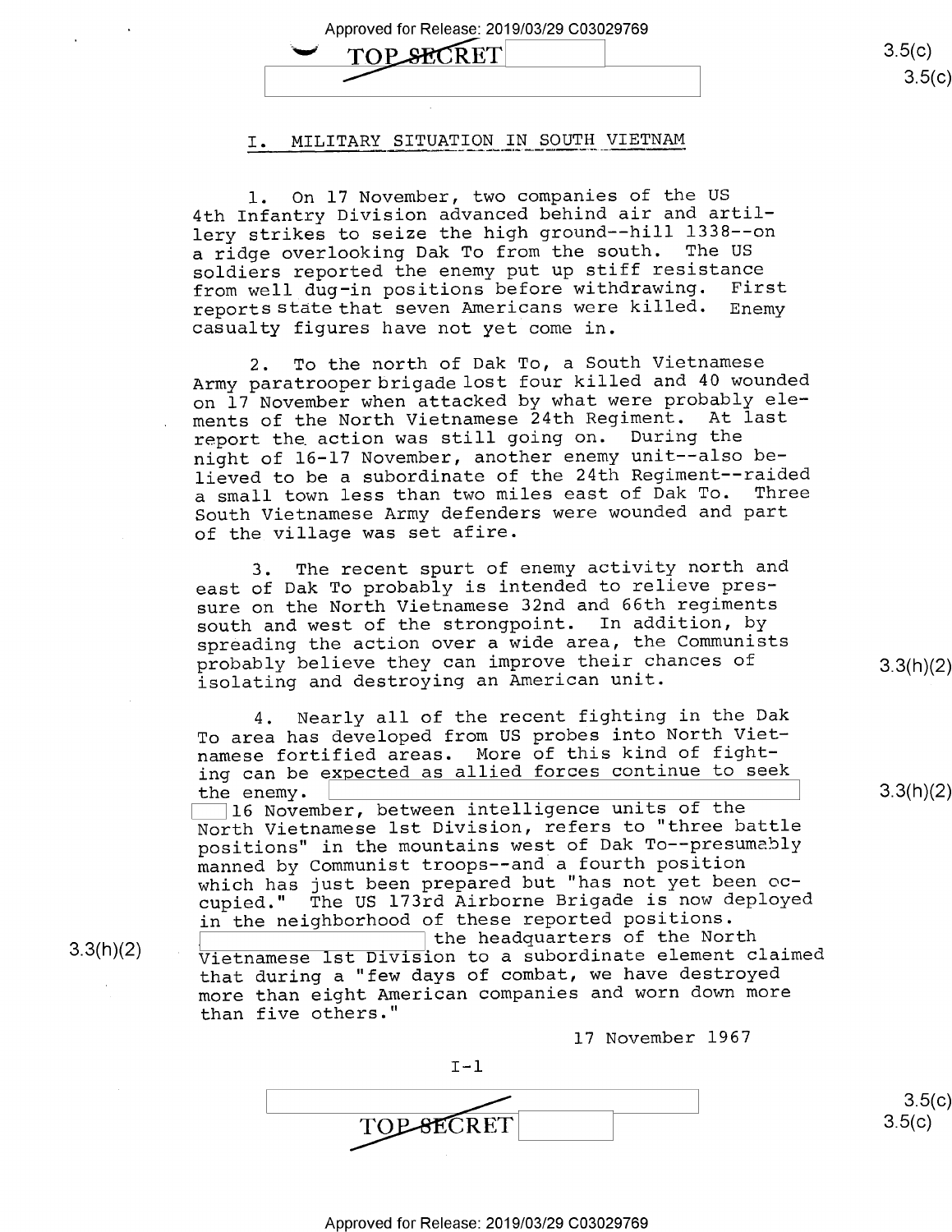## I. MILITARY SITUATION IN SOUTH VIETNAM

1. On 17 November, two companies of the US 4th Infantry Division advanced behind air and artillery strikes to seize the high ground--hill 1338--on a ridge overlooking Dak To from the south. The US soldiers reported the enemy put up stiff resistance from well dug-in positions before withdrawing. First reports state that seven Americans were killed. Enemy casualty figures have not yet come in.

2. To the north of Dak To, a South Vietnamese Army paratrooper brigade lost four killed and 40 wounded on 17 November when attacked by what were probably elements of the North Vietnamese 24th Regiment. At last report the action was still going on. During the night of 16-17 November, another enemy unit--also believed to be a subordinate of the 24th Regiment--raided a small town less than two miles east of Dak To. Three South Vietnamese Army defenders were wounded and part of the village was set afire.

3. The recent spurt of enemy activity north and east of Dak To probably is intended to relieve pressure on the North Vietnamese 32nd and 66th regiments south and west of the strongpoint. In addition, by spreading the action over a wide area, the Communists probably believe they can improve their chances of isolating and destroying an American unit.

4. Nearly all of the recent fighting in the Dak To area has developed from US probes into North Vietnamese fortified areas. More of this kind of fighting can be expected as allied forces continue to seek the enemy. [redacted] 16 November, between intelligence units of the North Vietnamese 1st Division, refers to "three battle positions" in the mountains west of Dak To--presumably manned by Communist troops--and a fourth position which has just been prepared but "has not yet been occupied." The US 173rd Airborne Brigade is now deployed in the neighborhood of these reported positions. [redacted] the headquarters of the North Vietnamese 1st Division to a subordinate element claimed that during a "few days of combat, we have destroyed more than eight American companies and worn down more than five others."

17 November 1967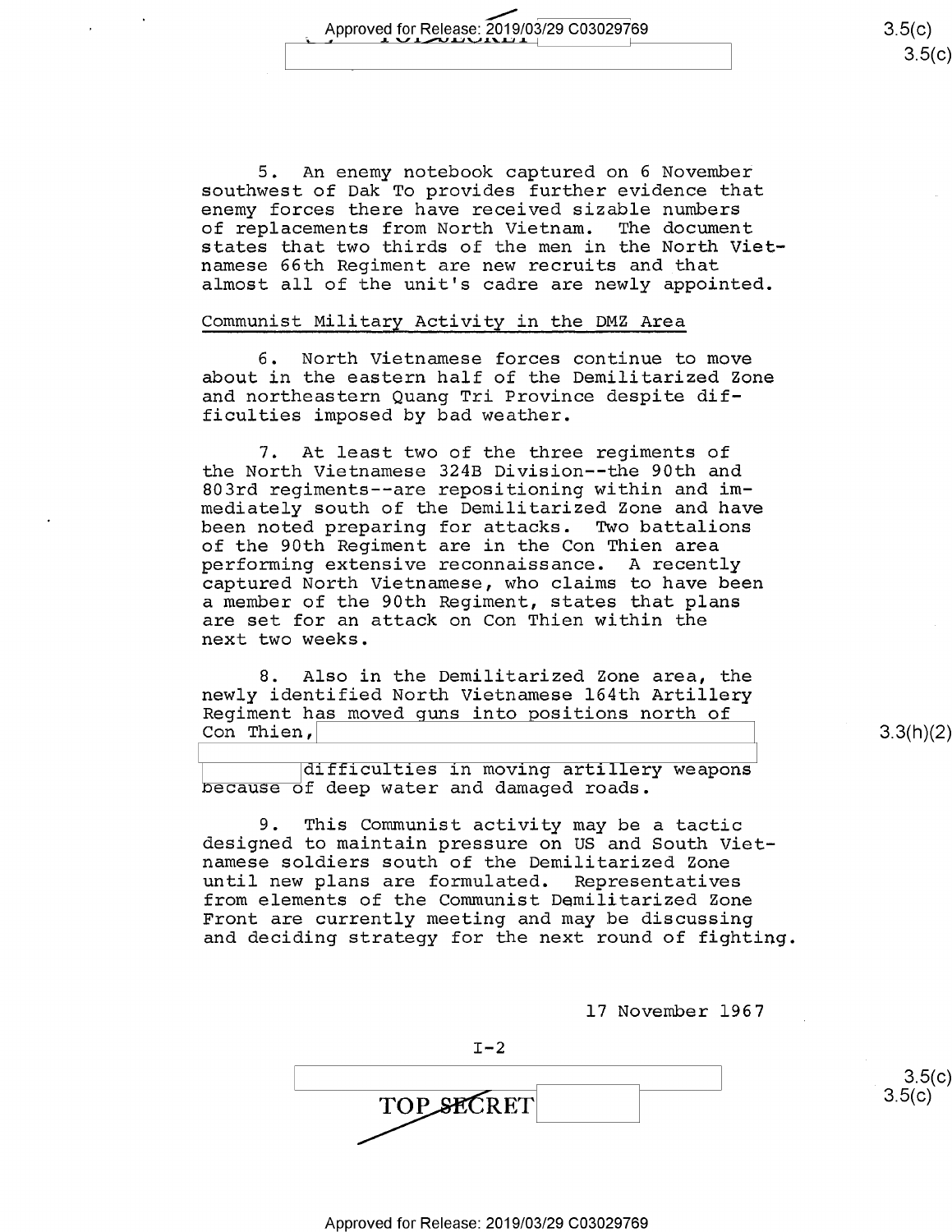5. An enemy notebook captured on 6 November southwest of Dak To provides further evidence that enemy forces there have received sizable numbers of replacements from North Vietnam. The document states that two thirds of the men in the North Vietnamese 66th Regiment are new recruits and that almost all of the unit's cadre are newly appointed.

Communist Military Activity in the DMZ Area

6. North Vietnamese forces continue to move about in the eastern half of the Demilitarized Zone and northeastern Quang Tri Province despite difficulties imposed by bad weather.

7. At least two of the three regiments of the North Vietnamese 324B Division--the 90th and 803rd regiments--are repositioning within and immediately south of the Demilitarized Zone and have been noted preparing for attacks. Two battalions of the 90th Regiment are in the Con Thien area performing extensive reconnaissance. A recently captured North Vietnamese, who claims to have been a member of the 90th Regiment, states that plans are set for an attack on Con Thien within the next two weeks.

8. Also in the Demilitarized Zone area, the newly identified North Vietnamese 164th Artillery Regiment has moved guns into positions north of Con Thien, [redacted] difficulties in moving artillery weapons because of deep water and damaged roads.

9. This Communist activity may be a tactic designed to maintain pressure on US and South Vietnamese soldiers south of the Demilitarized Zone until new plans are formulated. Representatives from elements of the Communist Demilitarized Zone Front are currently meeting and may be discussing and deciding strategy for the next round of fighting.

17 November 1967

I-2

TOP SECRET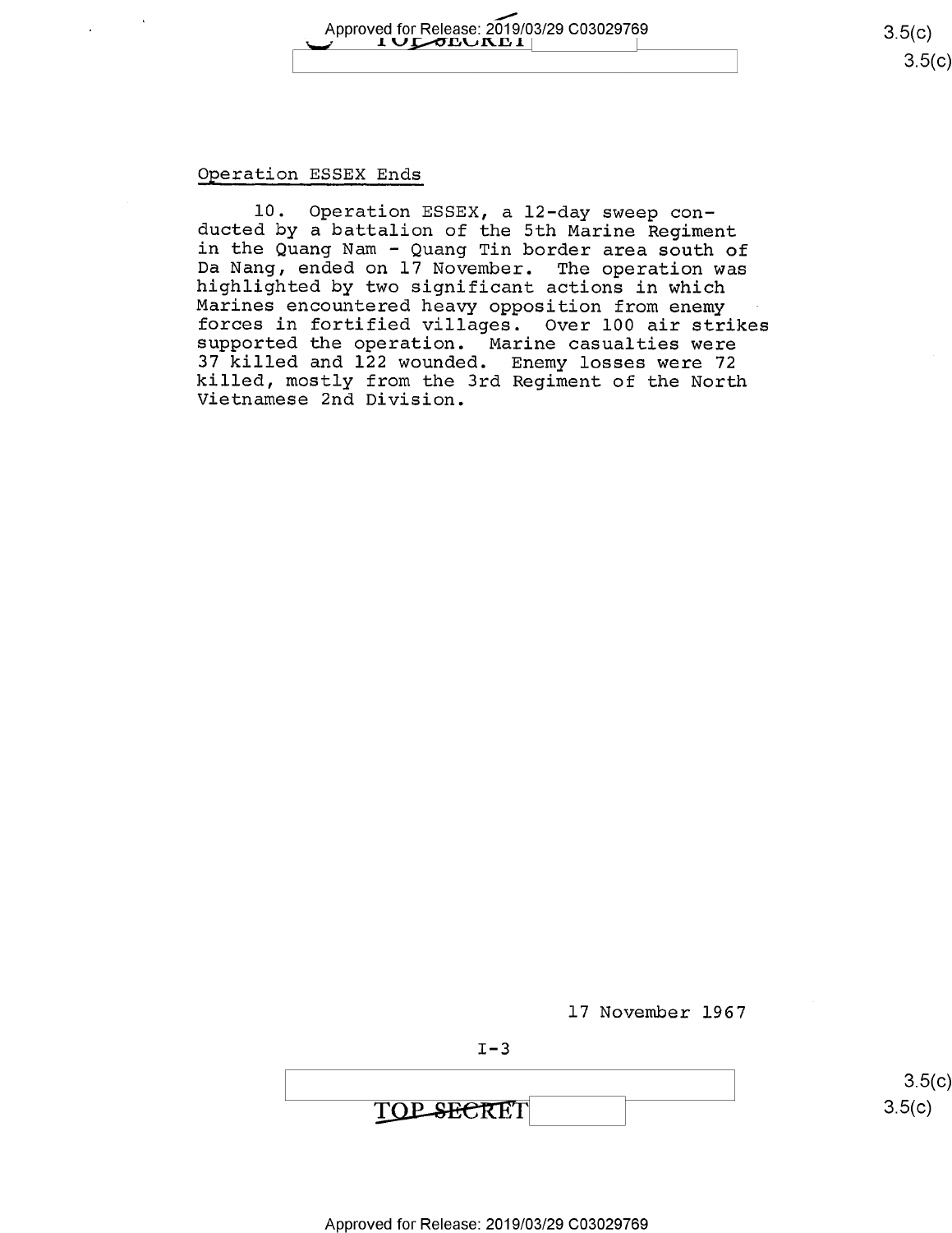## Operation ESSEX Ends

10. Operation ESSEX, a 12-day sweep conducted by a battalion of the 5th Marine Regiment in the Quang Nam - Quang Tin border area south of Da Nang, ended on 17 November. The operation was highlighted by two significant actions in which Marines encountered heavy opposition from enemy forces in fortified villages. Over 100 air strikes supported the operation. Marine casualties were 37 killed and 122 wounded. Enemy losses were 72 killed, mostly from the 3rd Regiment of the North Vietnamese 2nd Division.

17 November 1967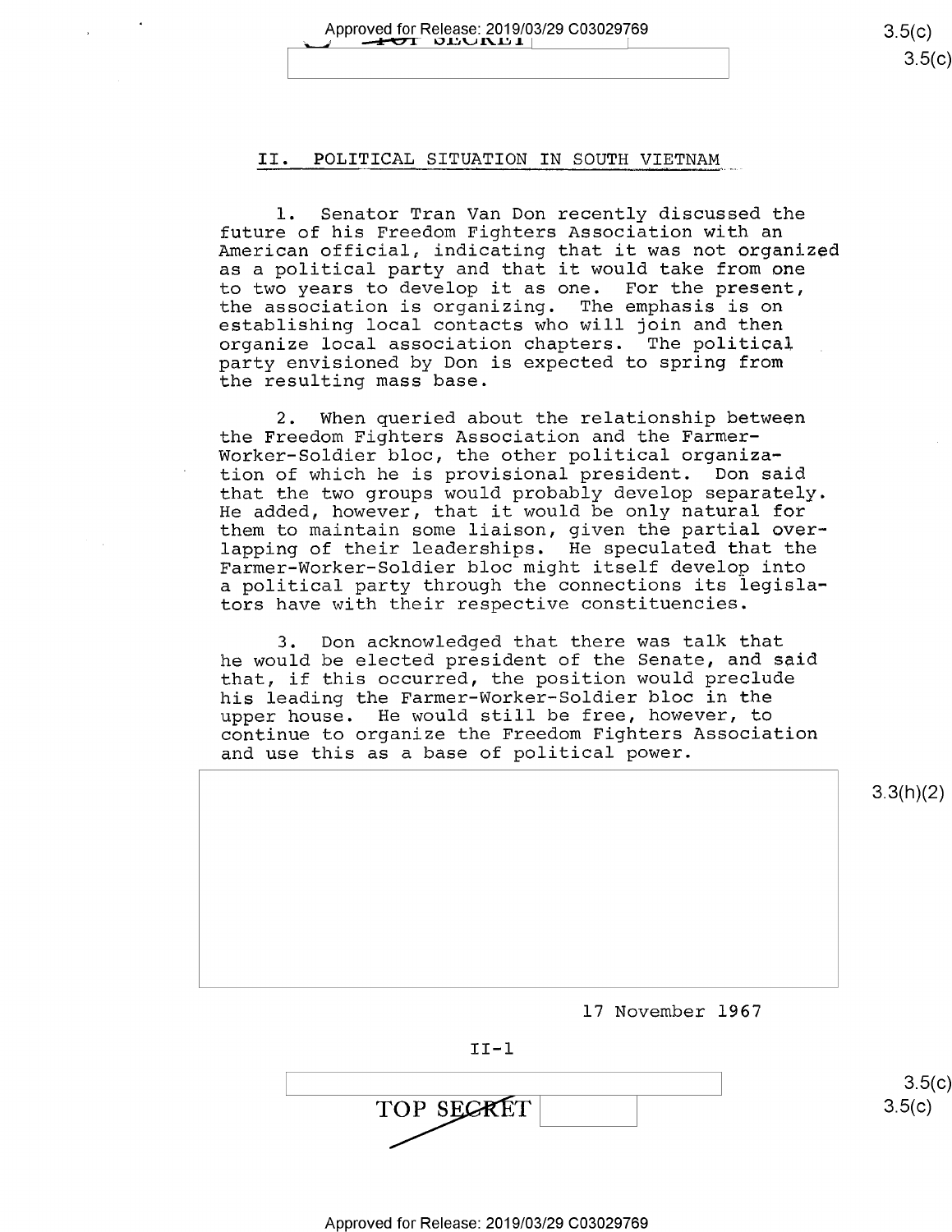## II. POLITICAL SITUATION IN SOUTH VIETNAM

1. Senator Tran Van Don recently discussed the future of his Freedom Fighters Association with an American official, indicating that it was not organized as a political party and that it would take from one to two years to develop it as one. For the present, the association is organizing. The emphasis is on establishing local contacts who will join and then organize local association chapters. The political party envisioned by Don is expected to spring from the resulting mass base.

2. When queried about the relationship between the Freedom Fighters Association and the Farmer-Worker-Soldier bloc, the other political organization of which he is provisional president. Don said that the two groups would probably develop separately. He added, however, that it would be only natural for them to maintain some liaison, given the partial overlapping of their leaderships. He speculated that the Farmer-Worker-Soldier bloc might itself develop into a political party through the connections its legislators have with their respective constituencies.

3. Don acknowledged that there was talk that he would be elected president of the Senate, and said that, if this occurred, the position would preclude his leading the Farmer-Worker-Soldier bloc in the upper house. He would still be free, however, to continue to organize the Freedom Fighters Association and use this as a base of political power.

17 November 1967

II-1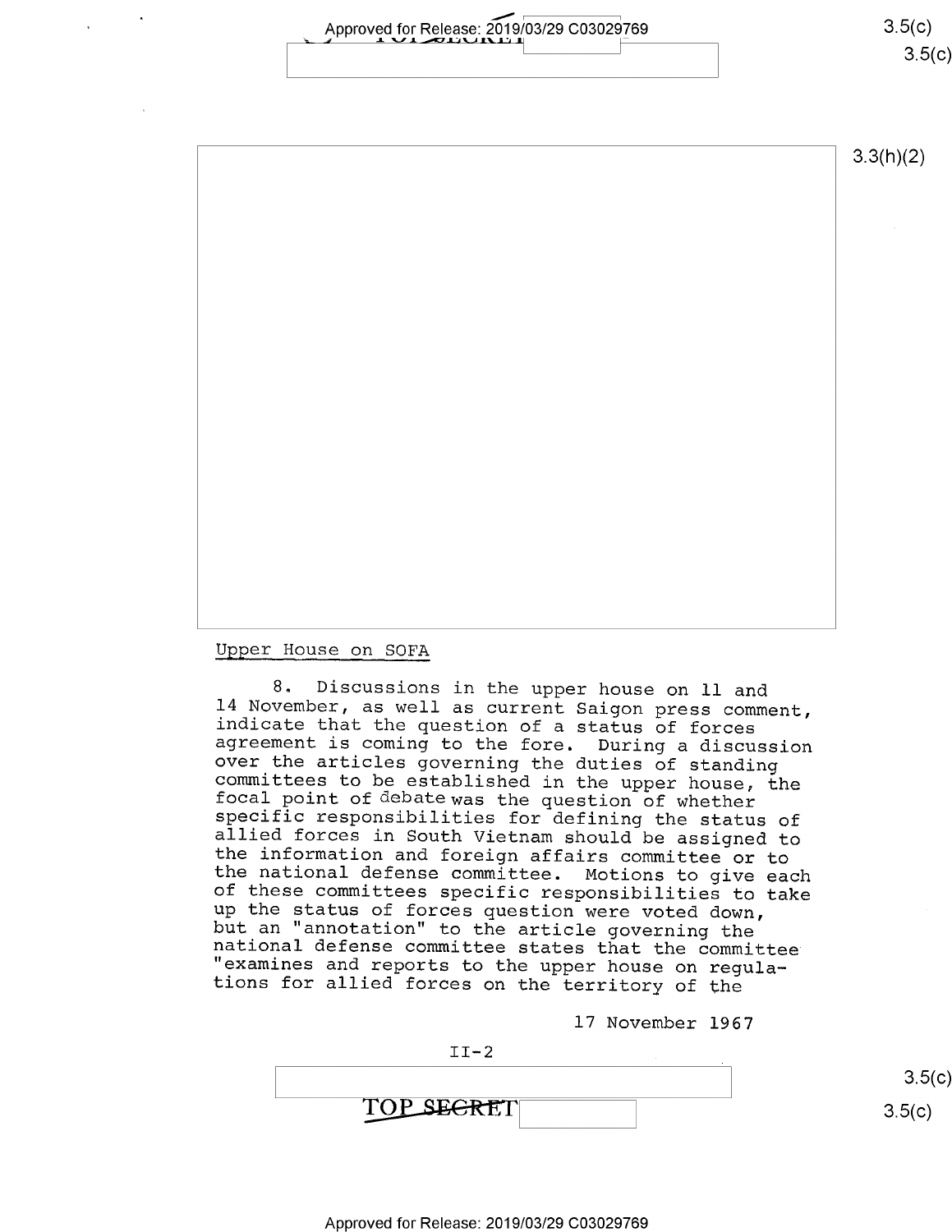Upper House on SOFA

8. Discussions in the upper house on 11 and 14 November, as well as current Saigon press comment, indicate that the question of a status of forces agreement is coming to the fore. During a discussion over the articles governing the duties of standing committees to be established in the upper house, the focal point of debate was the question of whether specific responsibilities for defining the status of allied forces in South Vietnam should be assigned to the information and foreign affairs committee or to the national defense committee. Motions to give each of these committees specific responsibilities to take up the status of forces question were voted down, but an "annotation" to the article governing the national defense committee states that the committee "examines and reports to the upper house on regulations for allied forces on the territory of the

17 November 1967

II-2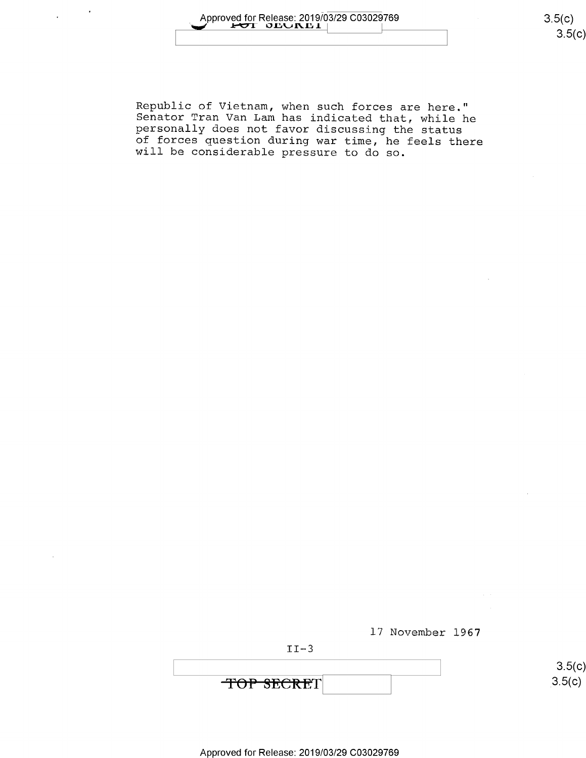Republic of Vietnam, when such forces are here." Senator Tran Van Lam has indicated that, while he personally does not favor discussing the status of forces question during war time, he feels there will be considerable pressure to do so.

17 November 1967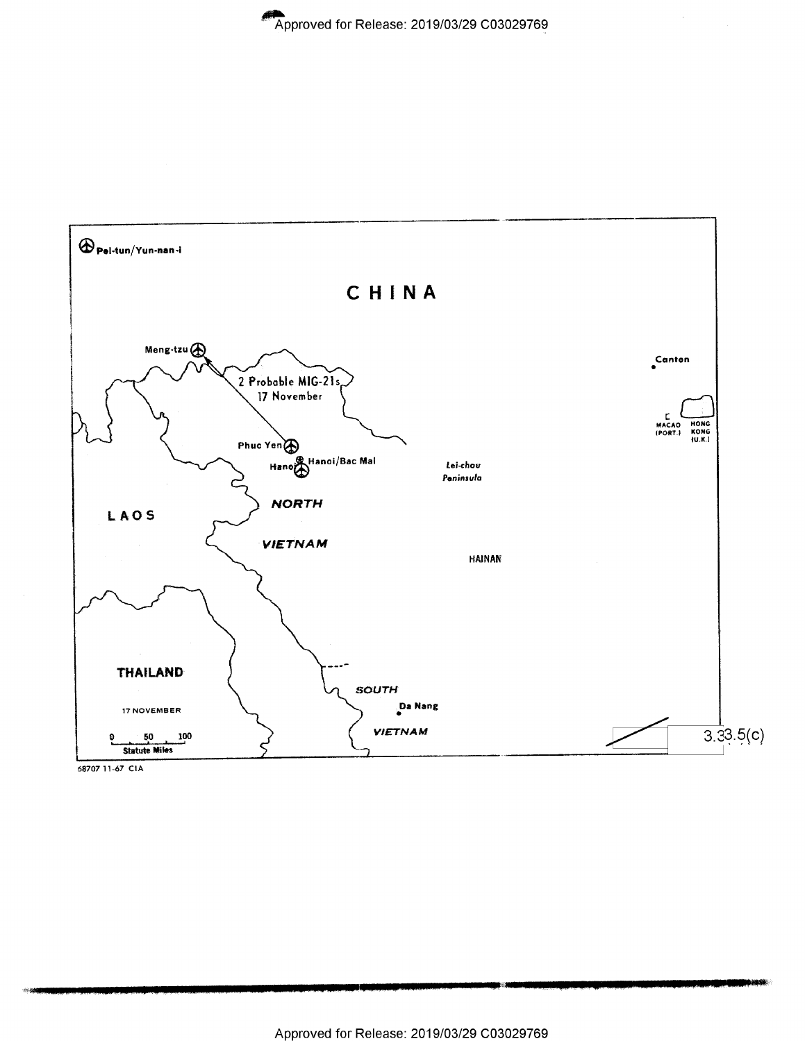Pei-tun/Yun-nan-i

CHINA

Meng-tzu

2 Probable MIG-21s
17 November

Canton

MACAO (PORT.)

HONG KONG (U.K.)

Phuc Yen

Hanoi/Bac Mai

Hanoi

Lei-chou Peninsula

LAOS

NORTH VIETNAM

HAINAN

THAILAND

SOUTH VIETNAM

Da Nang

17 NOVEMBER

0 50 100
Statute Miles

3.3.5(c)

68707 11-67 CIA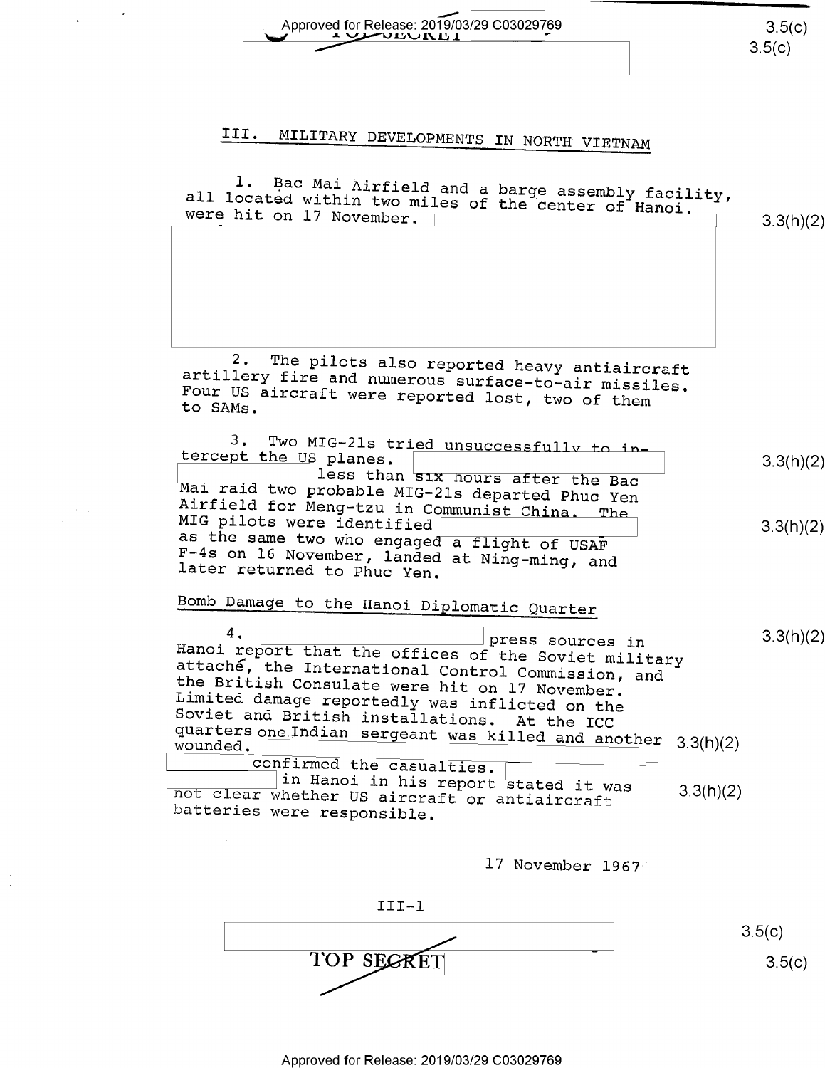## III. MILITARY DEVELOPMENTS IN NORTH VIETNAM

1. Bac Mai Airfield and a barge assembly facility, all located within two miles of the center of Hanoi, were hit on 17 November.

2. The pilots also reported heavy antiaircraft artillery fire and numerous surface-to-air missiles. Four US aircraft were reported lost, two of them to SAMs.

3. Two MIG-21s tried unsuccessfully to intercept the US planes. less than six hours after the Bac Mai raid two probable MIG-21s departed Phuc Yen Airfield for Meng-tzu in Communist China. The MIG pilots were identified as the same two who engaged a flight of USAF F-4s on 16 November, landed at Ning-ming, and later returned to Phuc Yen.

### Bomb Damage to the Hanoi Diplomatic Quarter

4. press sources in Hanoi report that the offices of the Soviet military attaché, the International Control Commission, and the British Consulate were hit on 17 November. Limited damage reportedly was inflicted on the Soviet and British installations. At the ICC quarters one Indian sergeant was killed and another wounded. confirmed the casualties. in Hanoi in his report stated it was not clear whether US aircraft or antiaircraft batteries were responsible.

17 November 1967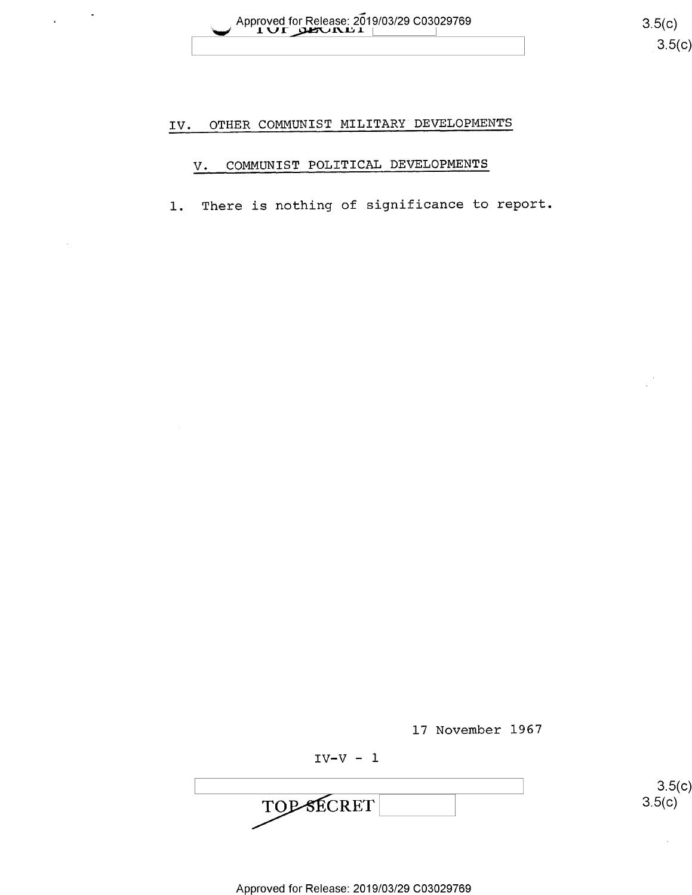## IV. OTHER COMMUNIST MILITARY DEVELOPMENTS

## V. COMMUNIST POLITICAL DEVELOPMENTS

1. There is nothing of significance to report.

17 November 1967

IV-V - 1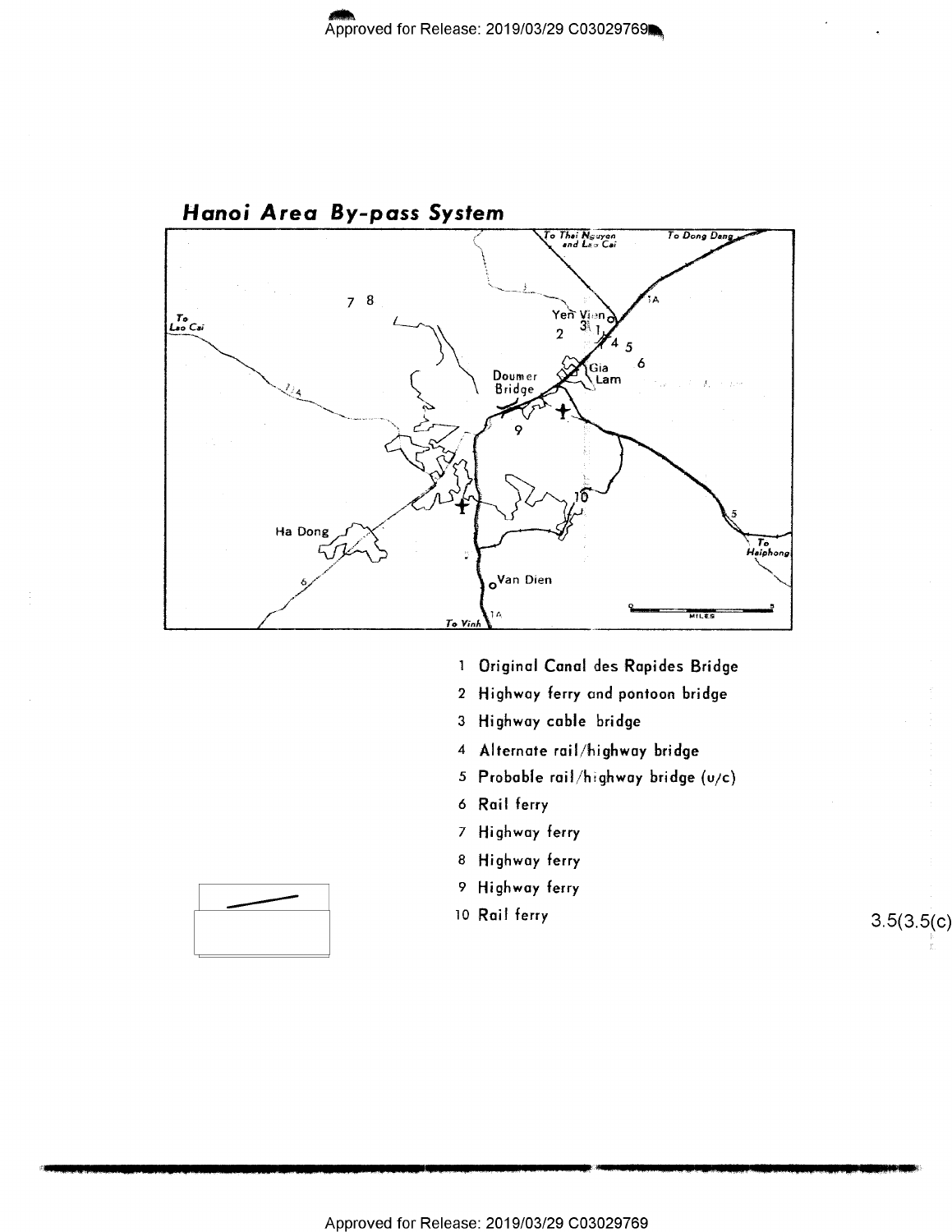## Hanoi Area By-pass System

1. Original Canal des Rapides Bridge
2. Highway ferry and pontoon bridge
3. Highway cable bridge
4. Alternate rail/highway bridge
5. Probable rail/highway bridge (u/c)
6. Rail ferry
7. Highway ferry
8. Highway ferry
9. Highway ferry
10. Rail ferry

3.5(3.5(c)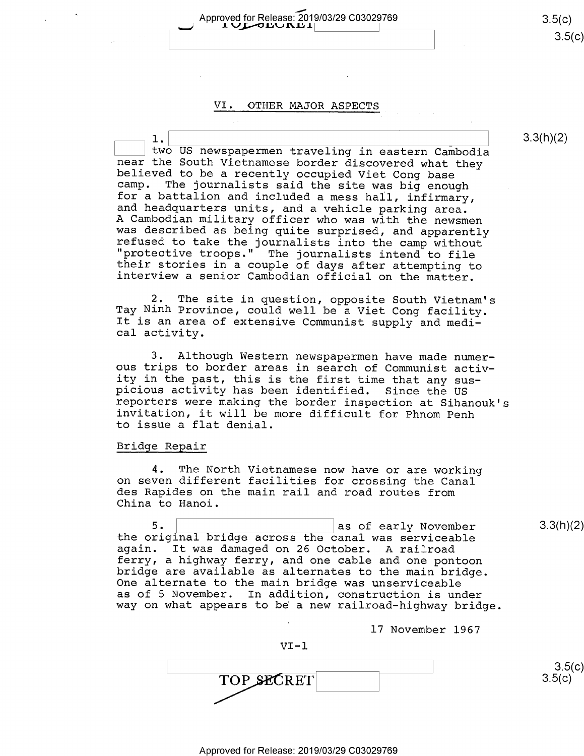## VI. OTHER MAJOR ASPECTS

1. two US newspapermen traveling in eastern Cambodia near the South Vietnamese border discovered what they believed to be a recently occupied Viet Cong base camp. The journalists said the site was big enough for a battalion and included a mess hall, infirmary, and headquarters units, and a vehicle parking area. A Cambodian military officer who was with the newsmen was described as being quite surprised, and apparently refused to take the journalists into the camp without "protective troops." The journalists intend to file their stories in a couple of days after attempting to interview a senior Cambodian official on the matter.

2. The site in question, opposite South Vietnam's Tay Ninh Province, could well be a Viet Cong facility. It is an area of extensive Communist supply and medical activity.

3. Although Western newspapermen have made numerous trips to border areas in search of Communist activity in the past, this is the first time that any suspicious activity has been identified. Since the US reporters were making the border inspection at Sihanouk's invitation, it will be more difficult for Phnom Penh to issue a flat denial.

### Bridge Repair

4. The North Vietnamese now have or are working on seven different facilities for crossing the Canal des Rapides on the main rail and road routes from China to Hanoi.

5. as of early November the original bridge across the canal was serviceable again. It was damaged on 26 October. A railroad ferry, a highway ferry, and one cable and one pontoon bridge are available as alternates to the main bridge. One alternate to the main bridge was unserviceable as of 5 November. In addition, construction is under way on what appears to be a new railroad-highway bridge.

17 November 1967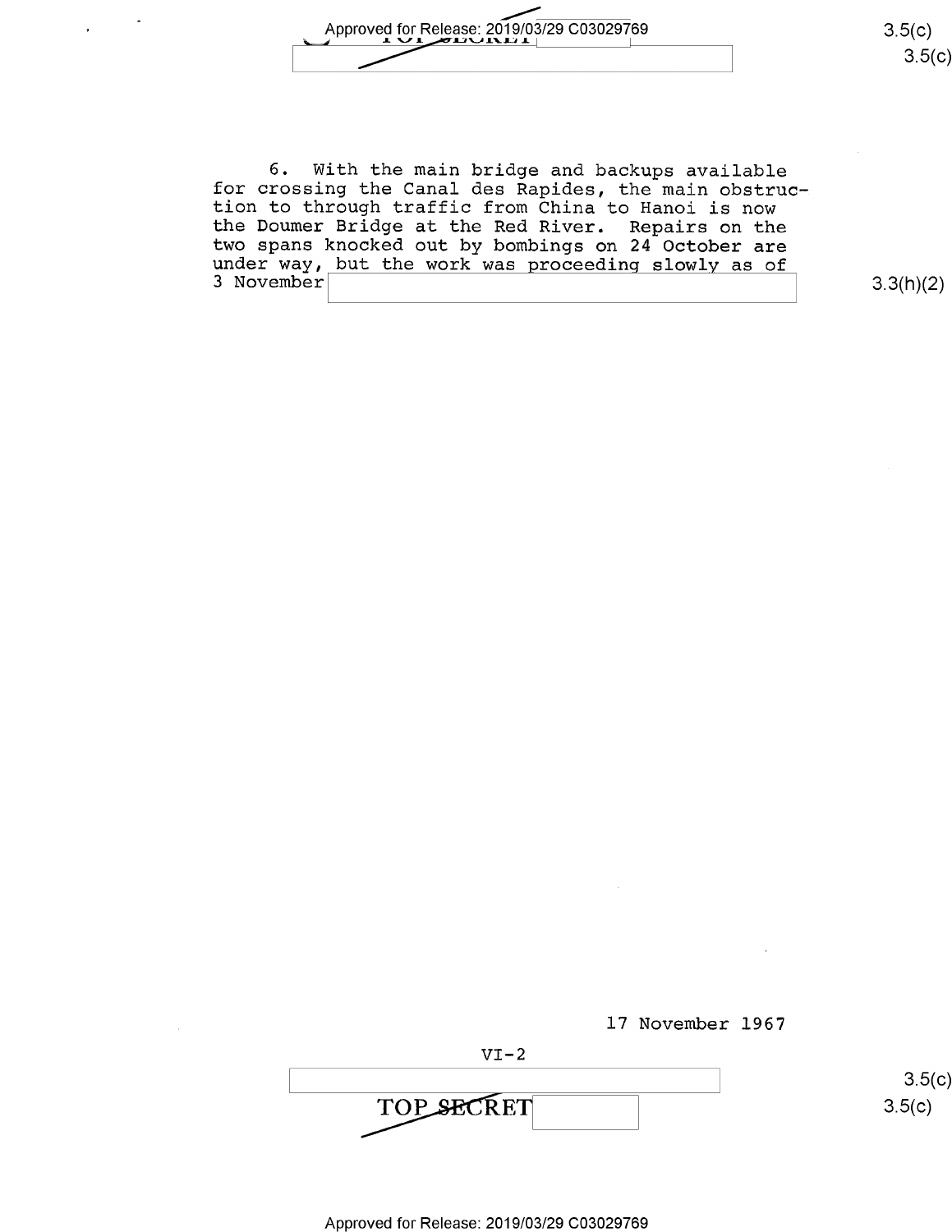6. With the main bridge and backups available for crossing the Canal des Rapides, the main obstruction to through traffic from China to Hanoi is now the Doumer Bridge at the Red River. Repairs on the two spans knocked out by bombings on 24 October are under way, but the work was proceeding slowly as of 3 November

17 November 1967

VI-2